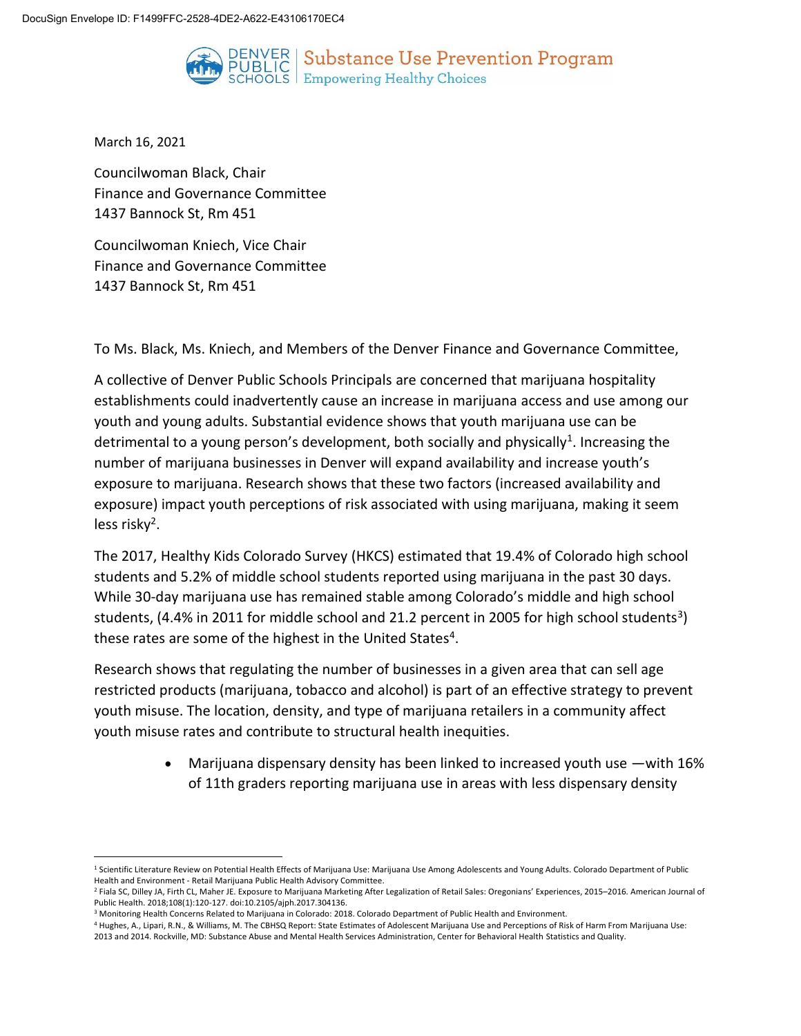DocuSign Envelope ID: F1499FFC-2528-4DE2-A622-E43106170EC4

DENVER PUBLIC SCHOOLS | Substance Use Prevention Program
Empowering Healthy Choices

March 16, 2021

Councilwoman Black, Chair
Finance and Governance Committee
1437 Bannock St, Rm 451

Councilwoman Kniech, Vice Chair
Finance and Governance Committee
1437 Bannock St, Rm 451

To Ms. Black, Ms. Kniech, and Members of the Denver Finance and Governance Committee,

A collective of Denver Public Schools Principals are concerned that marijuana hospitality establishments could inadvertently cause an increase in marijuana access and use among our youth and young adults. Substantial evidence shows that youth marijuana use can be detrimental to a young person's development, both socially and physically[1]. Increasing the number of marijuana businesses in Denver will expand availability and increase youth's exposure to marijuana. Research shows that these two factors (increased availability and exposure) impact youth perceptions of risk associated with using marijuana, making it seem less risky[2].

The 2017, Healthy Kids Colorado Survey (HKCS) estimated that 19.4% of Colorado high school students and 5.2% of middle school students reported using marijuana in the past 30 days. While 30-day marijuana use has remained stable among Colorado's middle and high school students, (4.4% in 2011 for middle school and 21.2 percent in 2005 for high school students[3]) these rates are some of the highest in the United States[4].

Research shows that regulating the number of businesses in a given area that can sell age restricted products (marijuana, tobacco and alcohol) is part of an effective strategy to prevent youth misuse. The location, density, and type of marijuana retailers in a community affect youth misuse rates and contribute to structural health inequities.

- Marijuana dispensary density has been linked to increased youth use —with 16% of 11th graders reporting marijuana use in areas with less dispensary density

[1] Scientific Literature Review on Potential Health Effects of Marijuana Use: Marijuana Use Among Adolescents and Young Adults. Colorado Department of Public Health and Environment - Retail Marijuana Public Health Advisory Committee.

[2] Fiala SC, Dilley JA, Firth CL, Maher JE. Exposure to Marijuana Marketing After Legalization of Retail Sales: Oregonians' Experiences, 2015–2016. American Journal of Public Health. 2018;108(1):120-127. doi:10.2105/ajph.2017.304136.

[3] Monitoring Health Concerns Related to Marijuana in Colorado: 2018. Colorado Department of Public Health and Environment.

[4] Hughes, A., Lipari, R.N., & Williams, M. The CBHSQ Report: State Estimates of Adolescent Marijuana Use and Perceptions of Risk of Harm From Marijuana Use: 2013 and 2014. Rockville, MD: Substance Abuse and Mental Health Services Administration, Center for Behavioral Health Statistics and Quality.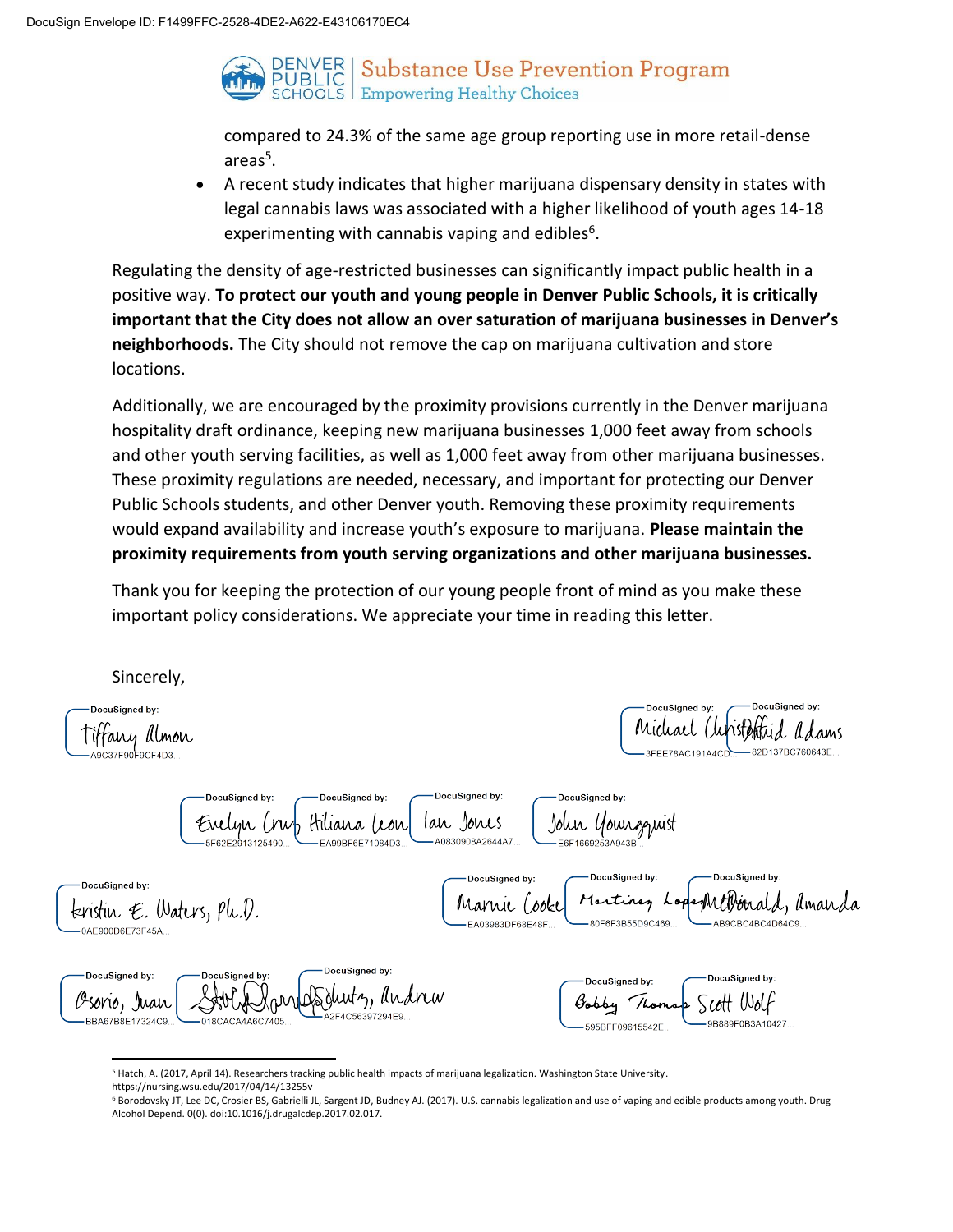compared to 24.3% of the same age group reporting use in more retail-dense areas[5].

- A recent study indicates that higher marijuana dispensary density in states with legal cannabis laws was associated with a higher likelihood of youth ages 14-18 experimenting with cannabis vaping and edibles[6].

Regulating the density of age-restricted businesses can significantly impact public health in a positive way. **To protect our youth and young people in Denver Public Schools, it is critically important that the City does not allow an over saturation of marijuana businesses in Denver's neighborhoods.** The City should not remove the cap on marijuana cultivation and store locations.

Additionally, we are encouraged by the proximity provisions currently in the Denver marijuana hospitality draft ordinance, keeping new marijuana businesses 1,000 feet away from schools and other youth serving facilities, as well as 1,000 feet away from other marijuana businesses. These proximity regulations are needed, necessary, and important for protecting our Denver Public Schools students, and other Denver youth. Removing these proximity requirements would expand availability and increase youth's exposure to marijuana. **Please maintain the proximity requirements from youth serving organizations and other marijuana businesses.**

Thank you for keeping the protection of our young people front of mind as you make these important policy considerations. We appreciate your time in reading this letter.

Sincerely,

DocuSigned by: Tiffany Almon — A9C37F90F9CF4D3...

DocuSigned by: Michael Christoffel — 3FEE78AC191A4CD...

DocuSigned by: David Adams — 82D137BC760643E...

DocuSigned by: Evelyn Cruz — 5F62E2913125490...

DocuSigned by: Hiliana Leon — EA99BF6E71084D3...

DocuSigned by: Ian Jones — A0830908A2644A7...

DocuSigned by: John Youngquist — E6F1669253A943B...

DocuSigned by: Kristin E. Waters, Ph.D. — 0AE900D6E73F45A...

DocuSigned by: Marnie Cooke — EA03983DF68E48F...

DocuSigned by: Martinez Lopez — 80F6F3B55D9C469...

DocuSigned by: McDonald, Amanda — AB9CBC4BC4D64C9...

DocuSigned by: Osorio, Juan — BBA67B8E17324C9...

DocuSigned by: — 018CACA4A6C7405...

DocuSigned by: Schutz, Andrew — A2F4C56397294E9...

DocuSigned by: Bobby Thomas — 595BFF09615542E...

DocuSigned by: Scott Wolf — 9B889F0B3A10427...

---

[5] Hatch, A. (2017, April 14). Researchers tracking public health impacts of marijuana legalization. Washington State University. https://nursing.wsu.edu/2017/04/14/13255v

[6] Borodovsky JT, Lee DC, Crosier BS, Gabrielli JL, Sargent JD, Budney AJ. (2017). U.S. cannabis legalization and use of vaping and edible products among youth. Drug Alcohol Depend. 0(0). doi:10.1016/j.drugalcdep.2017.02.017.